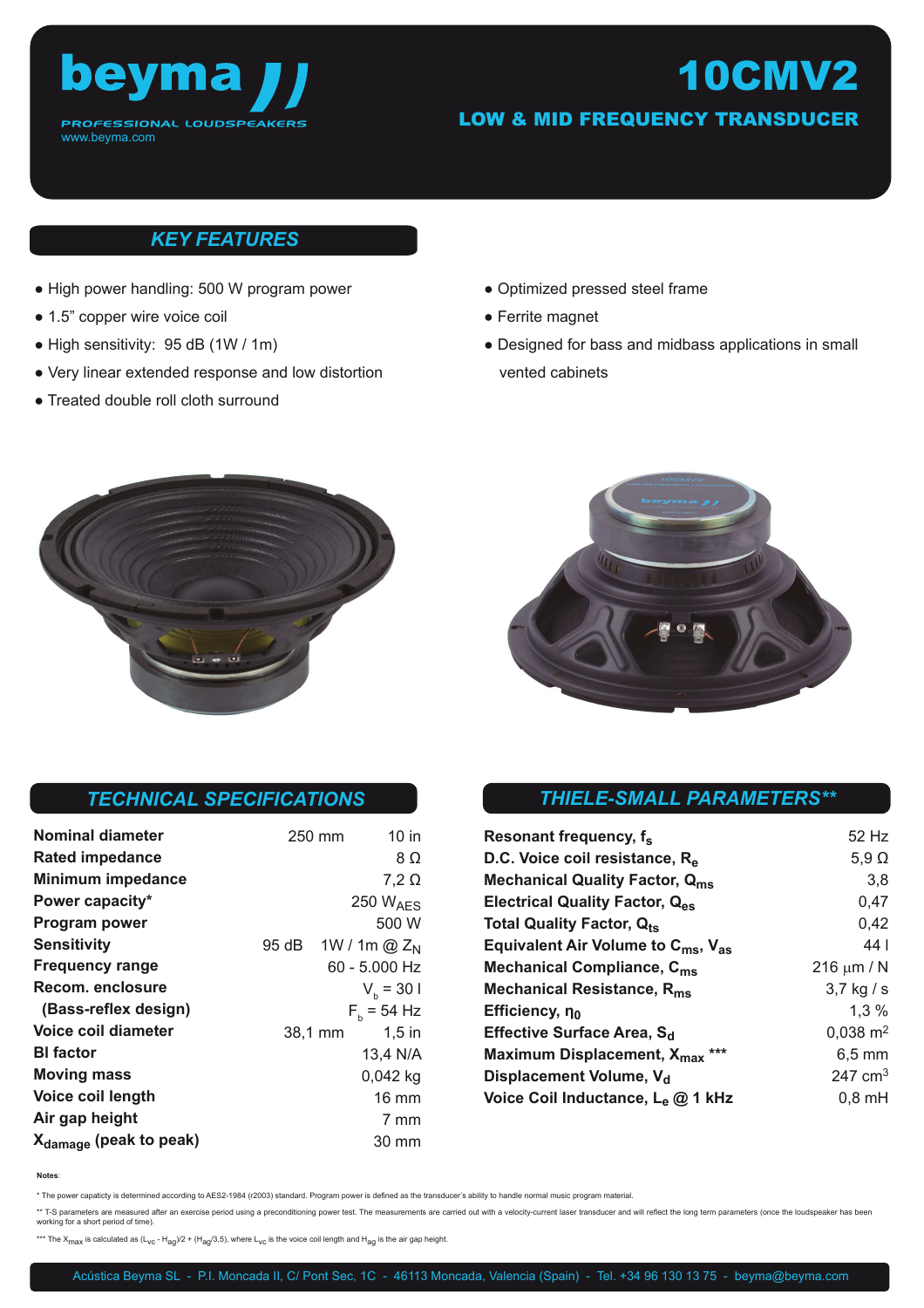# beyma

PROFESSIONAL LOUDSPEAKERS
www.beyma.com

# 10CMV2

## LOW & MID FREQUENCY TRANSDUCER

## KEY FEATURES

- High power handling: 500 W program power
- 1.5" copper wire voice coil
- High sensitivity: 95 dB (1W / 1m)
- Very linear extended response and low distortion
- Treated double roll cloth surround
- Optimized pressed steel frame
- Ferrite magnet
- Designed for bass and midbass applications in small vented cabinets

## TECHNICAL SPECIFICATIONS

| Parameter | | Value |
|---|---|---|
| **Nominal diameter** | 250 mm | 10 in |
| **Rated impedance** | | 8 Ω |
| **Minimum impedance** | | 7,2 Ω |
| **Power capacity*** | | 250 $W_{AES}$ |
| **Program power** | | 500 W |
| **Sensitivity** | 95 dB | 1W / 1m @ $Z_N$ |
| **Frequency range** | | 60 - 5.000 Hz |
| **Recom. enclosure** | | $V_b$ = 30 l |
| **(Bass-reflex design)** | | $F_b$ = 54 Hz |
| **Voice coil diameter** | 38,1 mm | 1,5 in |
| **Bl factor** | | 13,4 N/A |
| **Moving mass** | | 0,042 kg |
| **Voice coil length** | | 16 mm |
| **Air gap height** | | 7 mm |
| **$X_{damage}$ (peak to peak)** | | 30 mm |

## THIELE-SMALL PARAMETERS**

| Parameter | Value |
|---|---|
| **Resonant frequency, $f_s$** | 52 Hz |
| **D.C. Voice coil resistance, $R_e$** | 5,9 Ω |
| **Mechanical Quality Factor, $Q_{ms}$** | 3,8 |
| **Electrical Quality Factor, $Q_{es}$** | 0,47 |
| **Total Quality Factor, $Q_{ts}$** | 0,42 |
| **Equivalent Air Volume to $C_{ms}$, $V_{as}$** | 44 l |
| **Mechanical Compliance, $C_{ms}$** | 216 µm / N |
| **Mechanical Resistance, $R_{ms}$** | 3,7 kg / s |
| **Efficiency, $\eta_0$** | 1,3 % |
| **Effective Surface Area, $S_d$** | 0,038 m² |
| **Maximum Displacement, $X_{max}$ \*\*\*** | 6,5 mm |
| **Displacement Volume, $V_d$** | 247 cm³ |
| **Voice Coil Inductance, $L_e$ @ 1 kHz** | 0,8 mH |

**Notes:**

\* The power capacity is determined according to AES2-1984 (r2003) standard. Program power is defined as the transducer's ability to handle normal music program material.

\*\* T-S parameters are measured after an exercise period using a preconditioning power test. The measurements are carried out with a velocity-current laser transducer and will reflect the long term parameters (once the loudspeaker has been working for a short period of time).

\*\*\* The $X_{max}$ is calculated as $(L_{vc} - H_{ag})/2 + (H_{ag}/3,5)$, where $L_{vc}$ is the voice coil length and $H_{ag}$ is the air gap height.

Acústica Beyma SL - P.I. Moncada II, C/ Pont Sec, 1C - 46113 Moncada, Valencia (Spain) - Tel. +34 96 130 13 75 - beyma@beyma.com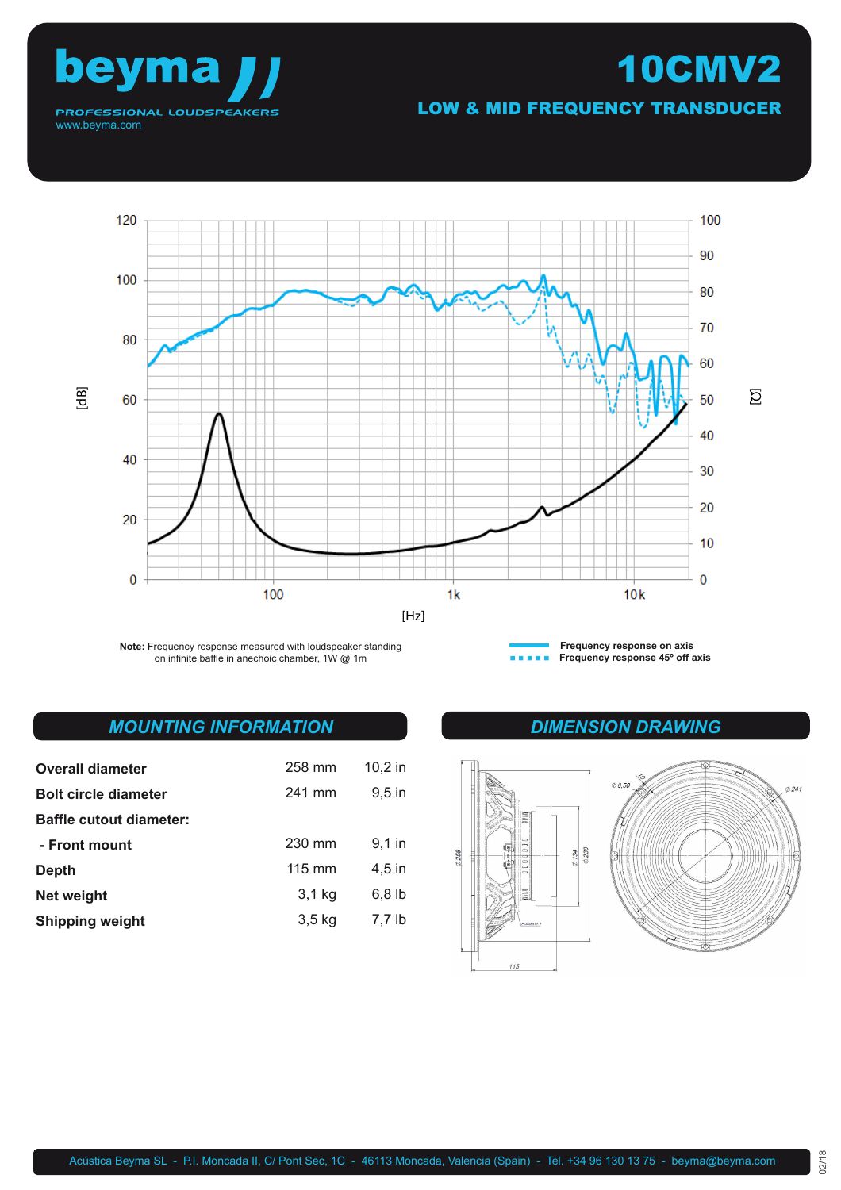# beyma

PROFESSIONAL LOUDSPEAKERS
www.beyma.com

# 10CMV2

## LOW & MID FREQUENCY TRANSDUCER

120
100
80
60
40
20
0

[dB]

100
90
80
70
60
50
40
30
20
10
0

[Ω]

100
1k
10k

[Hz]

**Note:** Frequency response measured with loudspeaker standing on infinite baffle in anechoic chamber, 1W @ 1m

Frequency response on axis
Frequency response 45º off axis

## MOUNTING INFORMATION

| | | |
|---|---|---|
| **Overall diameter** | 258 mm | 10,2 in |
| **Bolt circle diameter** | 241 mm | 9,5 in |
| **Baffle cutout diameter:** | | |
| **- Front mount** | 230 mm | 9,1 in |
| **Depth** | 115 mm | 4,5 in |
| **Net weight** | 3,1 kg | 6,8 lb |
| **Shipping weight** | 3,5 kg | 7,7 lb |

## DIMENSION DRAWING

Ø 258
Ø 134
Ø 230
115
Ø 6,50
Ø 241

Acústica Beyma SL - P.I. Moncada II, C/ Pont Sec, 1C - 46113 Moncada, Valencia (Spain) - Tel. +34 96 130 13 75 - beyma@beyma.com

02/18